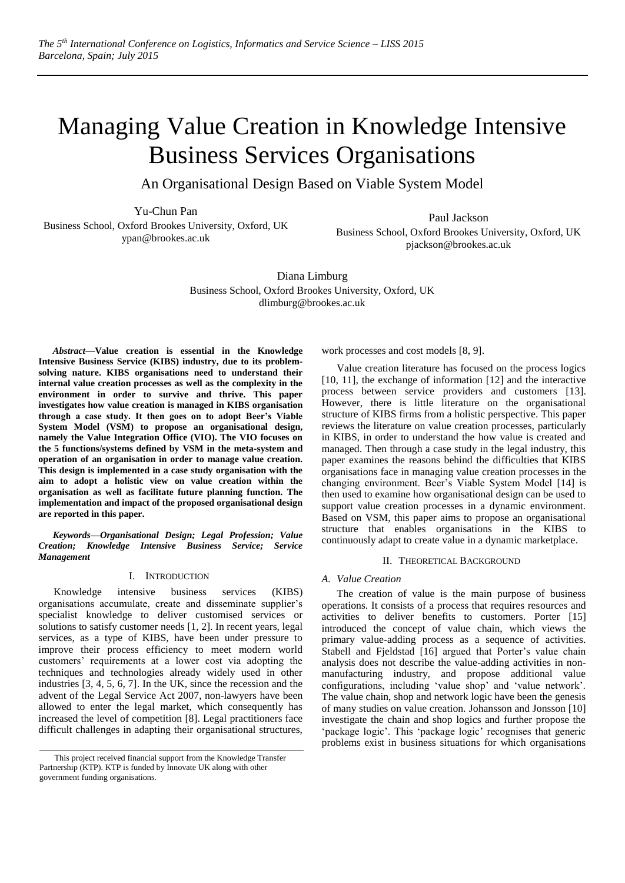# Managing Value Creation in Knowledge Intensive Business Services Organisations

## An Organisational Design Based on Viable System Model

Yu-Chun Pan
Business School, Oxford Brookes University, Oxford, UK
ypan@brookes.ac.uk

Paul Jackson
Business School, Oxford Brookes University, Oxford, UK
pjackson@brookes.ac.uk

Diana Limburg
Business School, Oxford Brookes University, Oxford, UK
dlimburg@brookes.ac.uk

***Abstract*—Value creation is essential in the Knowledge Intensive Business Service (KIBS) industry, due to its problem-solving nature. KIBS organisations need to understand their internal value creation processes as well as the complexity in the environment in order to survive and thrive. This paper investigates how value creation is managed in KIBS organisation through a case study. It then goes on to adopt Beer's Viable System Model (VSM) to propose an organisational design, namely the Value Integration Office (VIO). The VIO focuses on the 5 functions/systems defined by VSM in the meta-system and operation of an organisation in order to manage value creation. This design is implemented in a case study organisation with the aim to adopt a holistic view on value creation within the organisation as well as facilitate future planning function. The implementation and impact of the proposed organisational design are reported in this paper.**

***Keywords*—*Organisational Design; Legal Profession; Value Creation; Knowledge Intensive Business Service; Service Management***

## I. Introduction

Knowledge intensive business services (KIBS) organisations accumulate, create and disseminate supplier's specialist knowledge to deliver customised services or solutions to satisfy customer needs [1, 2]. In recent years, legal services, as a type of KIBS, have been under pressure to improve their process efficiency to meet modern world customers' requirements at a lower cost via adopting the techniques and technologies already widely used in other industries [3, 4, 5, 6, 7]. In the UK, since the recession and the advent of the Legal Service Act 2007, non-lawyers have been allowed to enter the legal market, which consequently has increased the level of competition [8]. Legal practitioners face difficult challenges in adapting their organisational structures, work processes and cost models [8, 9].

Value creation literature has focused on the process logics [10, 11], the exchange of information [12] and the interactive process between service providers and customers [13]. However, there is little literature on the organisational structure of KIBS firms from a holistic perspective. This paper reviews the literature on value creation processes, particularly in KIBS, in order to understand the how value is created and managed. Then through a case study in the legal industry, this paper examines the reasons behind the difficulties that KIBS organisations face in managing value creation processes in the changing environment. Beer's Viable System Model [14] is then used to examine how organisational design can be used to support value creation processes in a dynamic environment. Based on VSM, this paper aims to propose an organisational structure that enables organisations in the KIBS to continuously adapt to create value in a dynamic marketplace.

## II. Theoretical Background

### A. Value Creation

The creation of value is the main purpose of business operations. It consists of a process that requires resources and activities to deliver benefits to customers. Porter [15] introduced the concept of value chain, which views the primary value-adding process as a sequence of activities. Stabell and Fjeldstad [16] argued that Porter's value chain analysis does not describe the value-adding activities in non-manufacturing industry, and propose additional value configurations, including 'value shop' and 'value network'. The value chain, shop and network logic have been the genesis of many studies on value creation. Johansson and Jonsson [10] investigate the chain and shop logics and further propose the 'package logic'. This 'package logic' recognises that generic problems exist in business situations for which organisations

This project received financial support from the Knowledge Transfer Partnership (KTP). KTP is funded by Innovate UK along with other government funding organisations.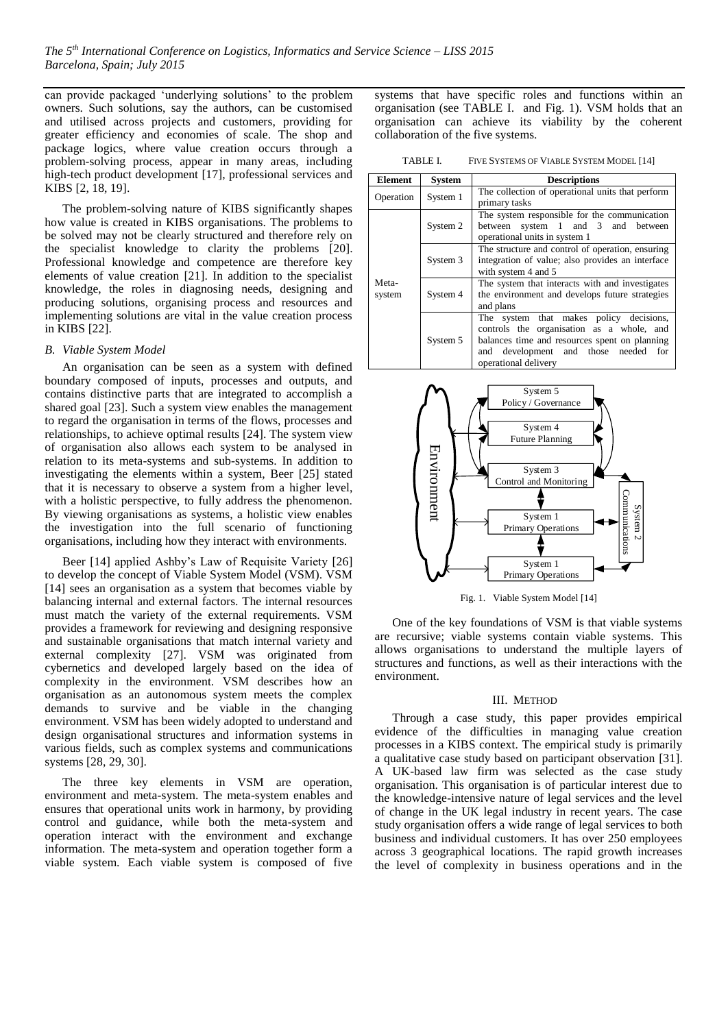can provide packaged 'underlying solutions' to the problem owners. Such solutions, say the authors, can be customised and utilised across projects and customers, providing for greater efficiency and economies of scale. The shop and package logics, where value creation occurs through a problem-solving process, appear in many areas, including high-tech product development [17], professional services and KIBS [2, 18, 19].

The problem-solving nature of KIBS significantly shapes how value is created in KIBS organisations. The problems to be solved may not be clearly structured and therefore rely on the specialist knowledge to clarity the problems [20]. Professional knowledge and competence are therefore key elements of value creation [21]. In addition to the specialist knowledge, the roles in diagnosing needs, designing and producing solutions, organising process and resources and implementing solutions are vital in the value creation process in KIBS [22].

### *B. Viable System Model*

An organisation can be seen as a system with defined boundary composed of inputs, processes and outputs, and contains distinctive parts that are integrated to accomplish a shared goal [23]. Such a system view enables the management to regard the organisation in terms of the flows, processes and relationships, to achieve optimal results [24]. The system view of organisation also allows each system to be analysed in relation to its meta-systems and sub-systems. In addition to investigating the elements within a system, Beer [25] stated that it is necessary to observe a system from a higher level, with a holistic perspective, to fully address the phenomenon. By viewing organisations as systems, a holistic view enables the investigation into the full scenario of functioning organisations, including how they interact with environments.

Beer [14] applied Ashby's Law of Requisite Variety [26] to develop the concept of Viable System Model (VSM). VSM [14] sees an organisation as a system that becomes viable by balancing internal and external factors. The internal resources must match the variety of the external requirements. VSM provides a framework for reviewing and designing responsive and sustainable organisations that match internal variety and external complexity [27]. VSM was originated from cybernetics and developed largely based on the idea of complexity in the environment. VSM describes how an organisation as an autonomous system meets the complex demands to survive and be viable in the changing environment. VSM has been widely adopted to understand and design organisational structures and information systems in various fields, such as complex systems and communications systems [28, 29, 30].

The three key elements in VSM are operation, environment and meta-system. The meta-system enables and ensures that operational units work in harmony, by providing control and guidance, while both the meta-system and operation interact with the environment and exchange information. The meta-system and operation together form a viable system. Each viable system is composed of five systems that have specific roles and functions within an organisation (see TABLE I. and Fig. 1). VSM holds that an organisation can achieve its viability by the coherent collaboration of the five systems.

TABLE I. FIVE SYSTEMS OF VIABLE SYSTEM MODEL [14]

| Element | System | Descriptions |
|---|---|---|
| Operation | System 1 | The collection of operational units that perform primary tasks |
| Meta-system | System 2 | The system responsible for the communication between system 1 and 3 and between operational units in system 1 |
| | System 3 | The structure and control of operation, ensuring integration of value; also provides an interface with system 4 and 5 |
| | System 4 | The system that interacts with and investigates the environment and develops future strategies and plans |
| | System 5 | The system that makes policy decisions, controls the organisation as a whole, and balances time and resources spent on planning and development and those needed for operational delivery |

Fig. 1. Viable System Model [14]

One of the key foundations of VSM is that viable systems are recursive; viable systems contain viable systems. This allows organisations to understand the multiple layers of structures and functions, as well as their interactions with the environment.

## III. METHOD

Through a case study, this paper provides empirical evidence of the difficulties in managing value creation processes in a KIBS context. The empirical study is primarily a qualitative case study based on participant observation [31]. A UK-based law firm was selected as the case study organisation. This organisation is of particular interest due to the knowledge-intensive nature of legal services and the level of change in the UK legal industry in recent years. The case study organisation offers a wide range of legal services to both business and individual customers. It has over 250 employees across 3 geographical locations. The rapid growth increases the level of complexity in business operations and in the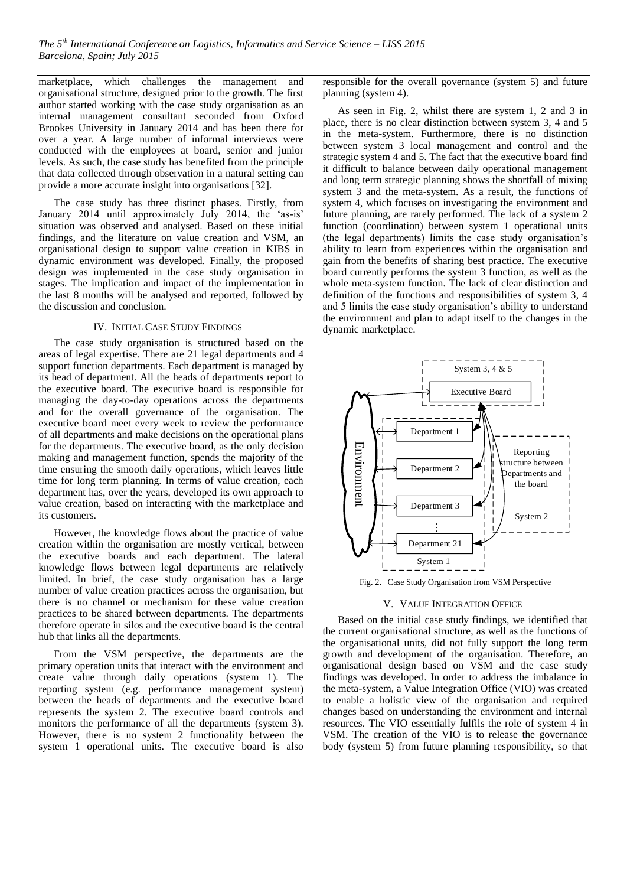marketplace, which challenges the management and organisational structure, designed prior to the growth. The first author started working with the case study organisation as an internal management consultant seconded from Oxford Brookes University in January 2014 and has been there for over a year. A large number of informal interviews were conducted with the employees at board, senior and junior levels. As such, the case study has benefited from the principle that data collected through observation in a natural setting can provide a more accurate insight into organisations [32].

The case study has three distinct phases. Firstly, from January 2014 until approximately July 2014, the 'as-is' situation was observed and analysed. Based on these initial findings, and the literature on value creation and VSM, an organisational design to support value creation in KIBS in dynamic environment was developed. Finally, the proposed design was implemented in the case study organisation in stages. The implication and impact of the implementation in the last 8 months will be analysed and reported, followed by the discussion and conclusion.

## IV. Initial Case Study Findings

The case study organisation is structured based on the areas of legal expertise. There are 21 legal departments and 4 support function departments. Each department is managed by its head of department. All the heads of departments report to the executive board. The executive board is responsible for managing the day-to-day operations across the departments and for the overall governance of the organisation. The executive board meet every week to review the performance of all departments and make decisions on the operational plans for the departments. The executive board, as the only decision making and management function, spends the majority of the time ensuring the smooth daily operations, which leaves little time for long term planning. In terms of value creation, each department has, over the years, developed its own approach to value creation, based on interacting with the marketplace and its customers.

However, the knowledge flows about the practice of value creation within the organisation are mostly vertical, between the executive boards and each department. The lateral knowledge flows between legal departments are relatively limited. In brief, the case study organisation has a large number of value creation practices across the organisation, but there is no channel or mechanism for these value creation practices to be shared between departments. The departments therefore operate in silos and the executive board is the central hub that links all the departments.

From the VSM perspective, the departments are the primary operation units that interact with the environment and create value through daily operations (system 1). The reporting system (e.g. performance management system) between the heads of departments and the executive board represents the system 2. The executive board controls and monitors the performance of all the departments (system 3). However, there is no system 2 functionality between the system 1 operational units. The executive board is also responsible for the overall governance (system 5) and future planning (system 4).

As seen in Fig. 2, whilst there are system 1, 2 and 3 in place, there is no clear distinction between system 3, 4 and 5 in the meta-system. Furthermore, there is no distinction between system 3 local management and control and the strategic system 4 and 5. The fact that the executive board find it difficult to balance between daily operational management and long term strategic planning shows the shortfall of mixing system 3 and the meta-system. As a result, the functions of system 4, which focuses on investigating the environment and future planning, are rarely performed. The lack of a system 2 function (coordination) between system 1 operational units (the legal departments) limits the case study organisation's ability to learn from experiences within the organisation and gain from the benefits of sharing best practice. The executive board currently performs the system 3 function, as well as the whole meta-system function. The lack of clear distinction and definition of the functions and responsibilities of system 3, 4 and 5 limits the case study organisation's ability to understand the environment and plan to adapt itself to the changes in the dynamic marketplace.

Fig. 2. Case Study Organisation from VSM Perspective

## V. Value Integration Office

Based on the initial case study findings, we identified that the current organisational structure, as well as the functions of the organisational units, did not fully support the long term growth and development of the organisation. Therefore, an organisational design based on VSM and the case study findings was developed. In order to address the imbalance in the meta-system, a Value Integration Office (VIO) was created to enable a holistic view of the organisation and required changes based on understanding the environment and internal resources. The VIO essentially fulfils the role of system 4 in VSM. The creation of the VIO is to release the governance body (system 5) from future planning responsibility, so that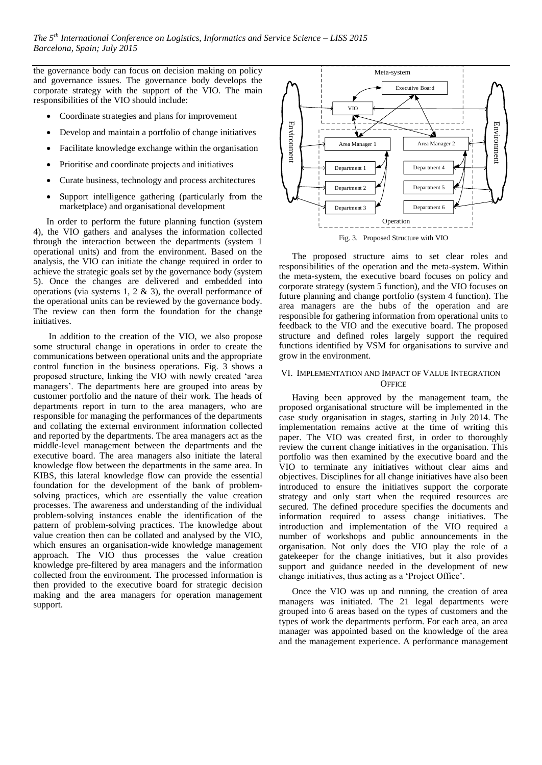the governance body can focus on decision making on policy and governance issues. The governance body develops the corporate strategy with the support of the VIO. The main responsibilities of the VIO should include:

- Coordinate strategies and plans for improvement
- Develop and maintain a portfolio of change initiatives
- Facilitate knowledge exchange within the organisation
- Prioritise and coordinate projects and initiatives
- Curate business, technology and process architectures
- Support intelligence gathering (particularly from the marketplace) and organisational development

In order to perform the future planning function (system 4), the VIO gathers and analyses the information collected through the interaction between the departments (system 1 operational units) and from the environment. Based on the analysis, the VIO can initiate the change required in order to achieve the strategic goals set by the governance body (system 5). Once the changes are delivered and embedded into operations (via systems 1, 2 & 3), the overall performance of the operational units can be reviewed by the governance body. The review can then form the foundation for the change initiatives.

In addition to the creation of the VIO, we also propose some structural change in operations in order to create the communications between operational units and the appropriate control function in the business operations. Fig. 3 shows a proposed structure, linking the VIO with newly created 'area managers'. The departments here are grouped into areas by customer portfolio and the nature of their work. The heads of departments report in turn to the area managers, who are responsible for managing the performances of the departments and collating the external environment information collected and reported by the departments. The area managers act as the middle-level management between the departments and the executive board. The area managers also initiate the lateral knowledge flow between the departments in the same area. In KIBS, this lateral knowledge flow can provide the essential foundation for the development of the bank of problem-solving practices, which are essentially the value creation processes. The awareness and understanding of the individual problem-solving instances enable the identification of the pattern of problem-solving practices. The knowledge about value creation then can be collated and analysed by the VIO, which ensures an organisation-wide knowledge management approach. The VIO thus processes the value creation knowledge pre-filtered by area managers and the information collected from the environment. The processed information is then provided to the executive board for strategic decision making and the area managers for operation management support.

Meta-system | Executive Board | VIO | Environment | Area Manager 1 | Area Manager 2 | Department 1 | Department 2 | Department 3 | Department 4 | Department 5 | Department 6 | Operation

Fig. 3. Proposed Structure with VIO

The proposed structure aims to set clear roles and responsibilities of the operation and the meta-system. Within the meta-system, the executive board focuses on policy and corporate strategy (system 5 function), and the VIO focuses on future planning and change portfolio (system 4 function). The area managers are the hubs of the operation and are responsible for gathering information from operational units to feedback to the VIO and the executive board. The proposed structure and defined roles largely support the required functions identified by VSM for organisations to survive and grow in the environment.

## VI. Implementation and Impact of Value Integration Office

Having been approved by the management team, the proposed organisational structure will be implemented in the case study organisation in stages, starting in July 2014. The implementation remains active at the time of writing this paper. The VIO was created first, in order to thoroughly review the current change initiatives in the organisation. This portfolio was then examined by the executive board and the VIO to terminate any initiatives without clear aims and objectives. Disciplines for all change initiatives have also been introduced to ensure the initiatives support the corporate strategy and only start when the required resources are secured. The defined procedure specifies the documents and information required to assess change initiatives. The introduction and implementation of the VIO required a number of workshops and public announcements in the organisation. Not only does the VIO play the role of a gatekeeper for the change initiatives, but it also provides support and guidance needed in the development of new change initiatives, thus acting as a 'Project Office'.

Once the VIO was up and running, the creation of area managers was initiated. The 21 legal departments were grouped into 6 areas based on the types of customers and the types of work the departments perform. For each area, an area manager was appointed based on the knowledge of the area and the management experience. A performance management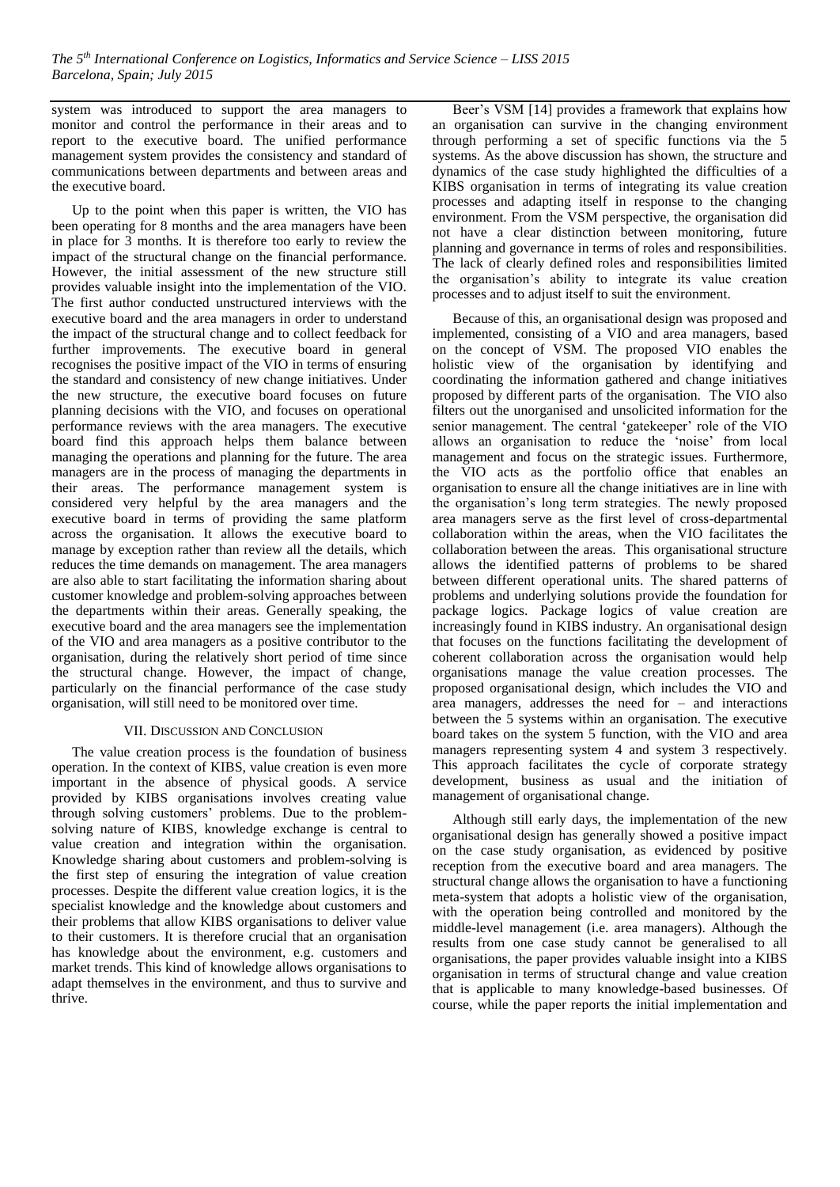system was introduced to support the area managers to monitor and control the performance in their areas and to report to the executive board. The unified performance management system provides the consistency and standard of communications between departments and between areas and the executive board.

Up to the point when this paper is written, the VIO has been operating for 8 months and the area managers have been in place for 3 months. It is therefore too early to review the impact of the structural change on the financial performance. However, the initial assessment of the new structure still provides valuable insight into the implementation of the VIO. The first author conducted unstructured interviews with the executive board and the area managers in order to understand the impact of the structural change and to collect feedback for further improvements. The executive board in general recognises the positive impact of the VIO in terms of ensuring the standard and consistency of new change initiatives. Under the new structure, the executive board focuses on future planning decisions with the VIO, and focuses on operational performance reviews with the area managers. The executive board find this approach helps them balance between managing the operations and planning for the future. The area managers are in the process of managing the departments in their areas. The performance management system is considered very helpful by the area managers and the executive board in terms of providing the same platform across the organisation. It allows the executive board to manage by exception rather than review all the details, which reduces the time demands on management. The area managers are also able to start facilitating the information sharing about customer knowledge and problem-solving approaches between the departments within their areas. Generally speaking, the executive board and the area managers see the implementation of the VIO and area managers as a positive contributor to the organisation, during the relatively short period of time since the structural change. However, the impact of change, particularly on the financial performance of the case study organisation, will still need to be monitored over time.

## VII. Discussion and Conclusion

The value creation process is the foundation of business operation. In the context of KIBS, value creation is even more important in the absence of physical goods. A service provided by KIBS organisations involves creating value through solving customers' problems. Due to the problem-solving nature of KIBS, knowledge exchange is central to value creation and integration within the organisation. Knowledge sharing about customers and problem-solving is the first step of ensuring the integration of value creation processes. Despite the different value creation logics, it is the specialist knowledge and the knowledge about customers and their problems that allow KIBS organisations to deliver value to their customers. It is therefore crucial that an organisation has knowledge about the environment, e.g. customers and market trends. This kind of knowledge allows organisations to adapt themselves in the environment, and thus to survive and thrive.

Beer's VSM [14] provides a framework that explains how an organisation can survive in the changing environment through performing a set of specific functions via the 5 systems. As the above discussion has shown, the structure and dynamics of the case study highlighted the difficulties of a KIBS organisation in terms of integrating its value creation processes and adapting itself in response to the changing environment. From the VSM perspective, the organisation did not have a clear distinction between monitoring, future planning and governance in terms of roles and responsibilities. The lack of clearly defined roles and responsibilities limited the organisation's ability to integrate its value creation processes and to adjust itself to suit the environment.

Because of this, an organisational design was proposed and implemented, consisting of a VIO and area managers, based on the concept of VSM. The proposed VIO enables the holistic view of the organisation by identifying and coordinating the information gathered and change initiatives proposed by different parts of the organisation. The VIO also filters out the unorganised and unsolicited information for the senior management. The central 'gatekeeper' role of the VIO allows an organisation to reduce the 'noise' from local management and focus on the strategic issues. Furthermore, the VIO acts as the portfolio office that enables an organisation to ensure all the change initiatives are in line with the organisation's long term strategies. The newly proposed area managers serve as the first level of cross-departmental collaboration within the areas, when the VIO facilitates the collaboration between the areas. This organisational structure allows the identified patterns of problems to be shared between different operational units. The shared patterns of problems and underlying solutions provide the foundation for package logics. Package logics of value creation are increasingly found in KIBS industry. An organisational design that focuses on the functions facilitating the development of coherent collaboration across the organisation would help organisations manage the value creation processes. The proposed organisational design, which includes the VIO and area managers, addresses the need for – and interactions between the 5 systems within an organisation. The executive board takes on the system 5 function, with the VIO and area managers representing system 4 and system 3 respectively. This approach facilitates the cycle of corporate strategy development, business as usual and the initiation of management of organisational change.

Although still early days, the implementation of the new organisational design has generally showed a positive impact on the case study organisation, as evidenced by positive reception from the executive board and area managers. The structural change allows the organisation to have a functioning meta-system that adopts a holistic view of the organisation, with the operation being controlled and monitored by the middle-level management (i.e. area managers). Although the results from one case study cannot be generalised to all organisations, the paper provides valuable insight into a KIBS organisation in terms of structural change and value creation that is applicable to many knowledge-based businesses. Of course, while the paper reports the initial implementation and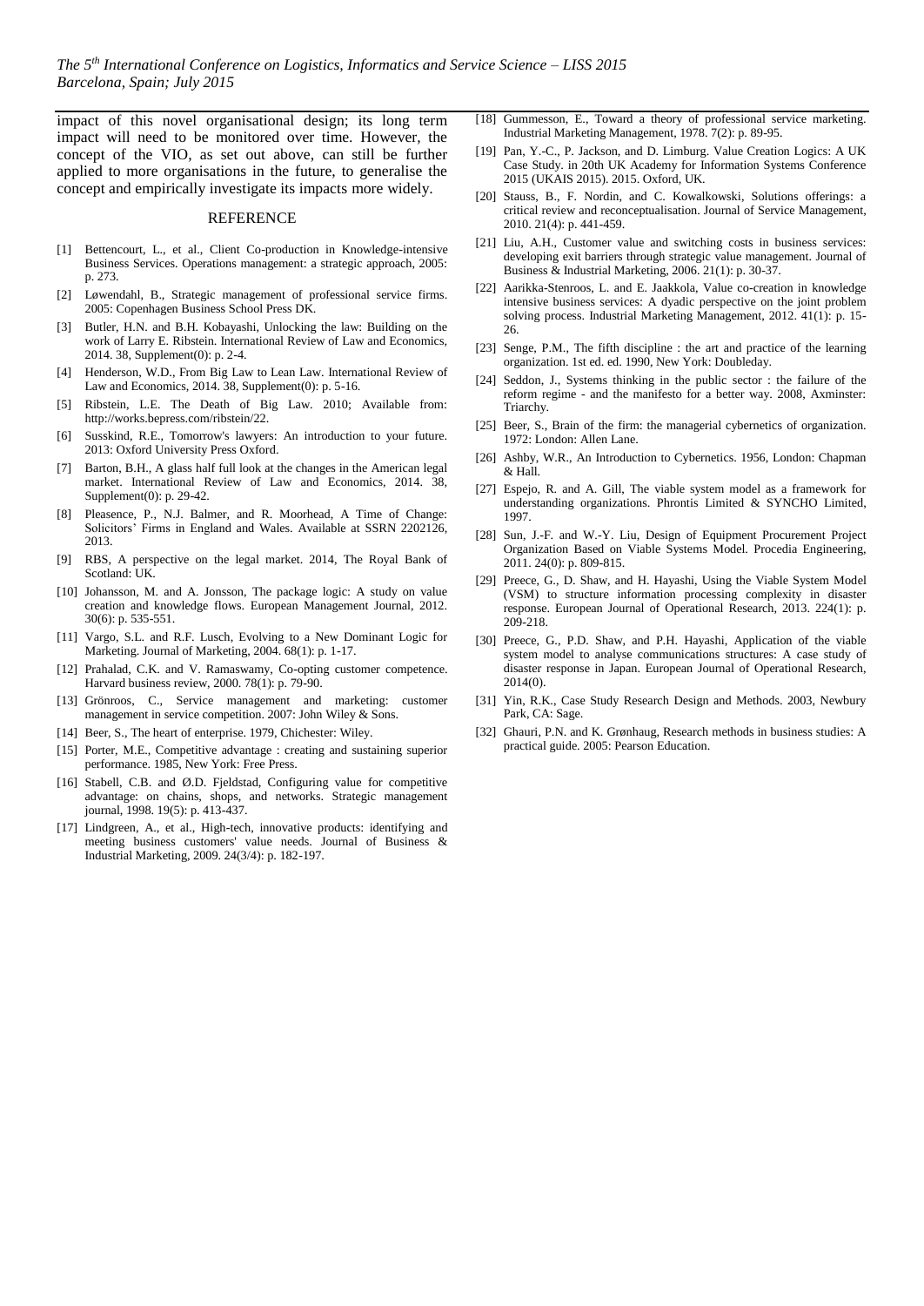impact of this novel organisational design; its long term impact will need to be monitored over time. However, the concept of the VIO, as set out above, can still be further applied to more organisations in the future, to generalise the concept and empirically investigate its impacts more widely.

## REFERENCE

[1] Bettencourt, L., et al., Client Co-production in Knowledge-intensive Business Services. Operations management: a strategic approach, 2005: p. 273.

[2] Løwendahl, B., Strategic management of professional service firms. 2005: Copenhagen Business School Press DK.

[3] Butler, H.N. and B.H. Kobayashi, Unlocking the law: Building on the work of Larry E. Ribstein. International Review of Law and Economics, 2014. 38, Supplement(0): p. 2-4.

[4] Henderson, W.D., From Big Law to Lean Law. International Review of Law and Economics, 2014. 38, Supplement(0): p. 5-16.

[5] Ribstein, L.E. The Death of Big Law. 2010; Available from: http://works.bepress.com/ribstein/22.

[6] Susskind, R.E., Tomorrow's lawyers: An introduction to your future. 2013: Oxford University Press Oxford.

[7] Barton, B.H., A glass half full look at the changes in the American legal market. International Review of Law and Economics, 2014. 38, Supplement(0): p. 29-42.

[8] Pleasence, P., N.J. Balmer, and R. Moorhead, A Time of Change: Solicitors' Firms in England and Wales. Available at SSRN 2202126, 2013.

[9] RBS, A perspective on the legal market. 2014, The Royal Bank of Scotland: UK.

[10] Johansson, M. and A. Jonsson, The package logic: A study on value creation and knowledge flows. European Management Journal, 2012. 30(6): p. 535-551.

[11] Vargo, S.L. and R.F. Lusch, Evolving to a New Dominant Logic for Marketing. Journal of Marketing, 2004. 68(1): p. 1-17.

[12] Prahalad, C.K. and V. Ramaswamy, Co-opting customer competence. Harvard business review, 2000. 78(1): p. 79-90.

[13] Grönroos, C., Service management and marketing: customer management in service competition. 2007: John Wiley & Sons.

[14] Beer, S., The heart of enterprise. 1979, Chichester: Wiley.

[15] Porter, M.E., Competitive advantage : creating and sustaining superior performance. 1985, New York: Free Press.

[16] Stabell, C.B. and Ø.D. Fjeldstad, Configuring value for competitive advantage: on chains, shops, and networks. Strategic management journal, 1998. 19(5): p. 413-437.

[17] Lindgreen, A., et al., High-tech, innovative products: identifying and meeting business customers' value needs. Journal of Business & Industrial Marketing, 2009. 24(3/4): p. 182-197.

[18] Gummesson, E., Toward a theory of professional service marketing. Industrial Marketing Management, 1978. 7(2): p. 89-95.

[19] Pan, Y.-C., P. Jackson, and D. Limburg. Value Creation Logics: A UK Case Study. in 20th UK Academy for Information Systems Conference 2015 (UKAIS 2015). 2015. Oxford, UK.

[20] Stauss, B., F. Nordin, and C. Kowalkowski, Solutions offerings: a critical review and reconceptualisation. Journal of Service Management, 2010. 21(4): p. 441-459.

[21] Liu, A.H., Customer value and switching costs in business services: developing exit barriers through strategic value management. Journal of Business & Industrial Marketing, 2006. 21(1): p. 30-37.

[22] Aarikka-Stenroos, L. and E. Jaakkola, Value co-creation in knowledge intensive business services: A dyadic perspective on the joint problem solving process. Industrial Marketing Management, 2012. 41(1): p. 15-26.

[23] Senge, P.M., The fifth discipline : the art and practice of the learning organization. 1st ed. ed. 1990, New York: Doubleday.

[24] Seddon, J., Systems thinking in the public sector : the failure of the reform regime - and the manifesto for a better way. 2008, Axminster: Triarchy.

[25] Beer, S., Brain of the firm: the managerial cybernetics of organization. 1972: London: Allen Lane.

[26] Ashby, W.R., An Introduction to Cybernetics. 1956, London: Chapman & Hall.

[27] Espejo, R. and A. Gill, The viable system model as a framework for understanding organizations. Phrontis Limited & SYNCHO Limited, 1997.

[28] Sun, J.-F. and W.-Y. Liu, Design of Equipment Procurement Project Organization Based on Viable Systems Model. Procedia Engineering, 2011. 24(0): p. 809-815.

[29] Preece, G., D. Shaw, and H. Hayashi, Using the Viable System Model (VSM) to structure information processing complexity in disaster response. European Journal of Operational Research, 2013. 224(1): p. 209-218.

[30] Preece, G., P.D. Shaw, and P.H. Hayashi, Application of the viable system model to analyse communications structures: A case study of disaster response in Japan. European Journal of Operational Research, 2014(0).

[31] Yin, R.K., Case Study Research Design and Methods. 2003, Newbury Park, CA: Sage.

[32] Ghauri, P.N. and K. Grønhaug, Research methods in business studies: A practical guide. 2005: Pearson Education.